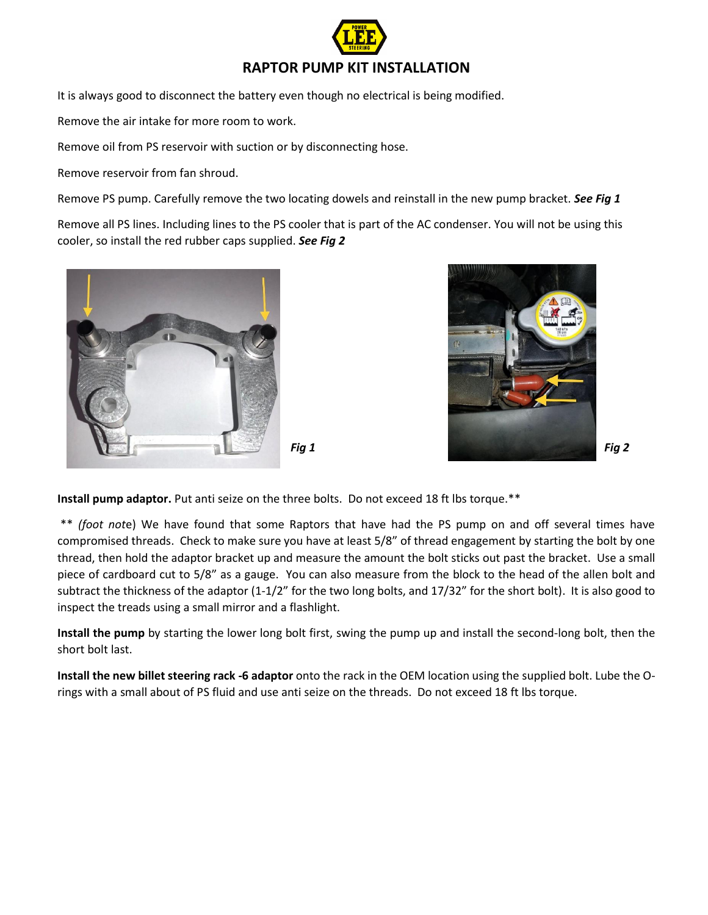# RAPTOR PUMP KIT INSTALLATION

It is always good to disconnect the battery even though no electrical is being modified.

Remove the air intake for more room to work.

Remove oil from PS reservoir with suction or by disconnecting hose.

Remove reservoir from fan shroud.

Remove PS pump. Carefully remove the two locating dowels and reinstall in the new pump bracket. ***See Fig 1***

Remove all PS lines. Including lines to the PS cooler that is part of the AC condenser. You will not be using this cooler, so install the red rubber caps supplied. ***See Fig 2***

***Fig 1***

***Fig 2***

**Install pump adaptor.** Put anti seize on the three bolts. Do not exceed 18 ft lbs torque.**

** *(foot not*e) We have found that some Raptors that have had the PS pump on and off several times have compromised threads. Check to make sure you have at least 5/8" of thread engagement by starting the bolt by one thread, then hold the adaptor bracket up and measure the amount the bolt sticks out past the bracket. Use a small piece of cardboard cut to 5/8" as a gauge. You can also measure from the block to the head of the allen bolt and subtract the thickness of the adaptor (1-1/2" for the two long bolts, and 17/32" for the short bolt). It is also good to inspect the treads using a small mirror and a flashlight.

**Install the pump** by starting the lower long bolt first, swing the pump up and install the second-long bolt, then the short bolt last.

**Install the new billet steering rack -6 adaptor** onto the rack in the OEM location using the supplied bolt. Lube the O-rings with a small about of PS fluid and use anti seize on the threads. Do not exceed 18 ft lbs torque.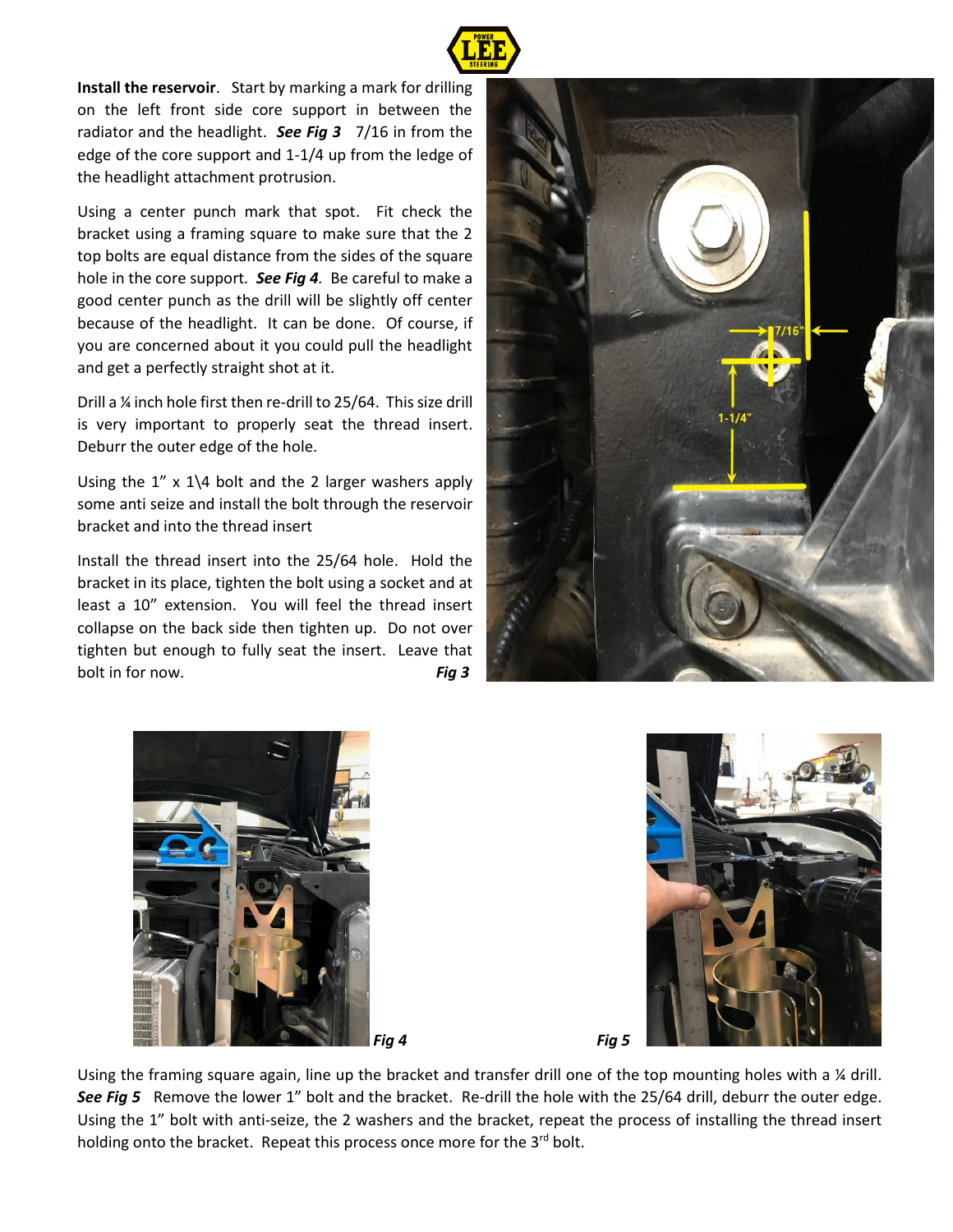**Install the reservoir**. Start by marking a mark for drilling on the left front side core support in between the radiator and the headlight. ***See Fig 3*** 7/16 in from the edge of the core support and 1-1/4 up from the ledge of the headlight attachment protrusion.

Using a center punch mark that spot. Fit check the bracket using a framing square to make sure that the 2 top bolts are equal distance from the sides of the square hole in the core support. ***See Fig 4***. Be careful to make a good center punch as the drill will be slightly off center because of the headlight. It can be done. Of course, if you are concerned about it you could pull the headlight and get a perfectly straight shot at it.

Drill a ¼ inch hole first then re-drill to 25/64. This size drill is very important to properly seat the thread insert. Deburr the outer edge of the hole.

Using the 1" x 1\4 bolt and the 2 larger washers apply some anti seize and install the bolt through the reservoir bracket and into the thread insert

Install the thread insert into the 25/64 hole. Hold the bracket in its place, tighten the bolt using a socket and at least a 10" extension. You will feel the thread insert collapse on the back side then tighten up. Do not over tighten but enough to fully seat the insert. Leave that bolt in for now.

***Fig 3***

***Fig 4***

***Fig 5***

Using the framing square again, line up the bracket and transfer drill one of the top mounting holes with a ¼ drill. ***See Fig 5*** Remove the lower 1" bolt and the bracket. Re-drill the hole with the 25/64 drill, deburr the outer edge. Using the 1" bolt with anti-seize, the 2 washers and the bracket, repeat the process of installing the thread insert holding onto the bracket. Repeat this process once more for the 3rd bolt.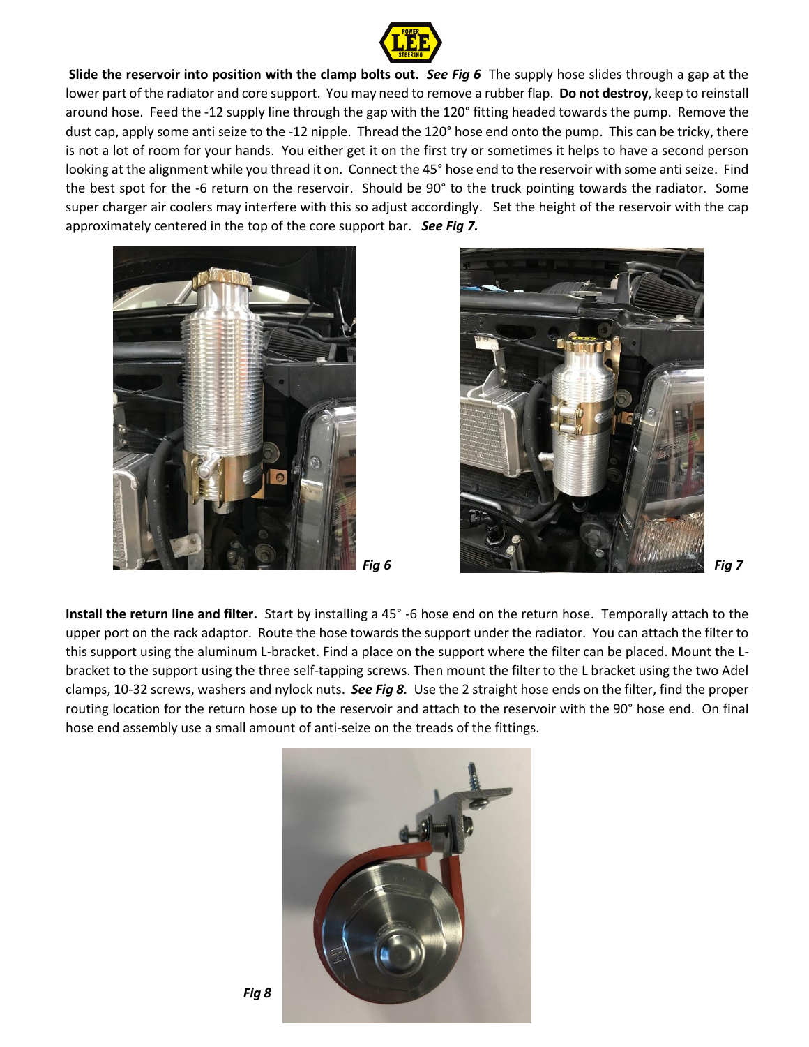**Slide the reservoir into position with the clamp bolts out.** ***See Fig 6*** The supply hose slides through a gap at the lower part of the radiator and core support. You may need to remove a rubber flap. **Do not destroy**, keep to reinstall around hose. Feed the -12 supply line through the gap with the 120° fitting headed towards the pump. Remove the dust cap, apply some anti seize to the -12 nipple. Thread the 120° hose end onto the pump. This can be tricky, there is not a lot of room for your hands. You either get it on the first try or sometimes it helps to have a second person looking at the alignment while you thread it on. Connect the 45° hose end to the reservoir with some anti seize. Find the best spot for the -6 return on the reservoir. Should be 90° to the truck pointing towards the radiator. Some super charger air coolers may interfere with this so adjust accordingly. Set the height of the reservoir with the cap approximately centered in the top of the core support bar. ***See Fig 7.***

***Fig 6***

***Fig 7***

**Install the return line and filter.** Start by installing a 45° -6 hose end on the return hose. Temporally attach to the upper port on the rack adaptor. Route the hose towards the support under the radiator. You can attach the filter to this support using the aluminum L-bracket. Find a place on the support where the filter can be placed. Mount the L-bracket to the support using the three self-tapping screws. Then mount the filter to the L bracket using the two Adel clamps, 10-32 screws, washers and nylock nuts. ***See Fig 8.*** Use the 2 straight hose ends on the filter, find the proper routing location for the return hose up to the reservoir and attach to the reservoir with the 90° hose end. On final hose end assembly use a small amount of anti-seize on the treads of the fittings.

***Fig 8***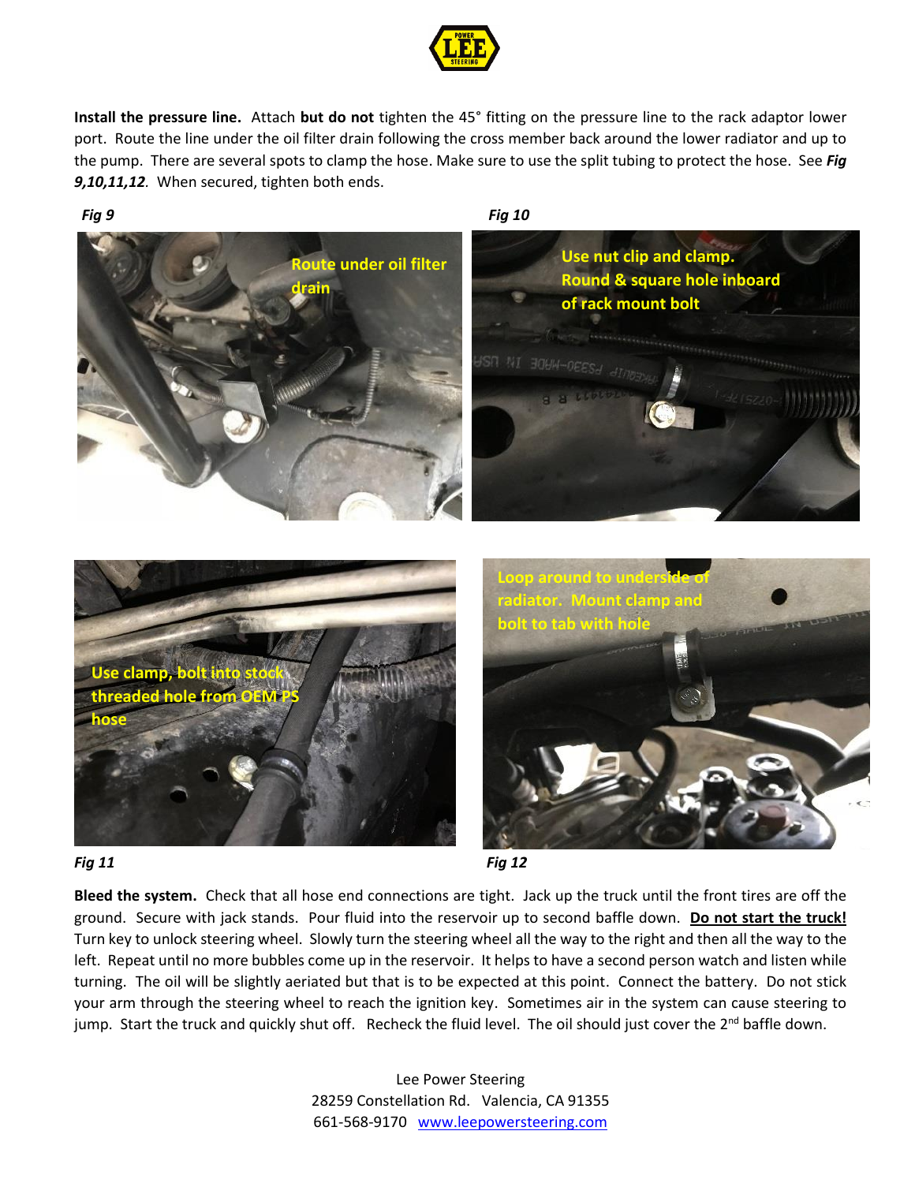**Install the pressure line.** Attach **but do not** tighten the 45° fitting on the pressure line to the rack adaptor lower port. Route the line under the oil filter drain following the cross member back around the lower radiator and up to the pump. There are several spots to clamp the hose. Make sure to use the split tubing to protect the hose. See ***Fig 9,10,11,12***. When secured, tighten both ends.

*Fig 9*

Route under oil filter drain

*Fig 10*

Use nut clip and clamp. Round & square hole inboard of rack mount bolt

Use clamp, bolt into stock threaded hole from OEM PS hose

*Fig 11*

Loop around to underside of radiator. Mount clamp and bolt to tab with hole

*Fig 12*

**Bleed the system.** Check that all hose end connections are tight. Jack up the truck until the front tires are off the ground. Secure with jack stands. Pour fluid into the reservoir up to second baffle down. **Do not start the truck!** Turn key to unlock steering wheel. Slowly turn the steering wheel all the way to the right and then all the way to the left. Repeat until no more bubbles come up in the reservoir. It helps to have a second person watch and listen while turning. The oil will be slightly aerated but that is to be expected at this point. Connect the battery. Do not stick your arm through the steering wheel to reach the ignition key. Sometimes air in the system can cause steering to jump. Start the truck and quickly shut off. Recheck the fluid level. The oil should just cover the 2nd baffle down.

Lee Power Steering
28259 Constellation Rd. Valencia, CA 91355
661-568-9170 www.leepowersteering.com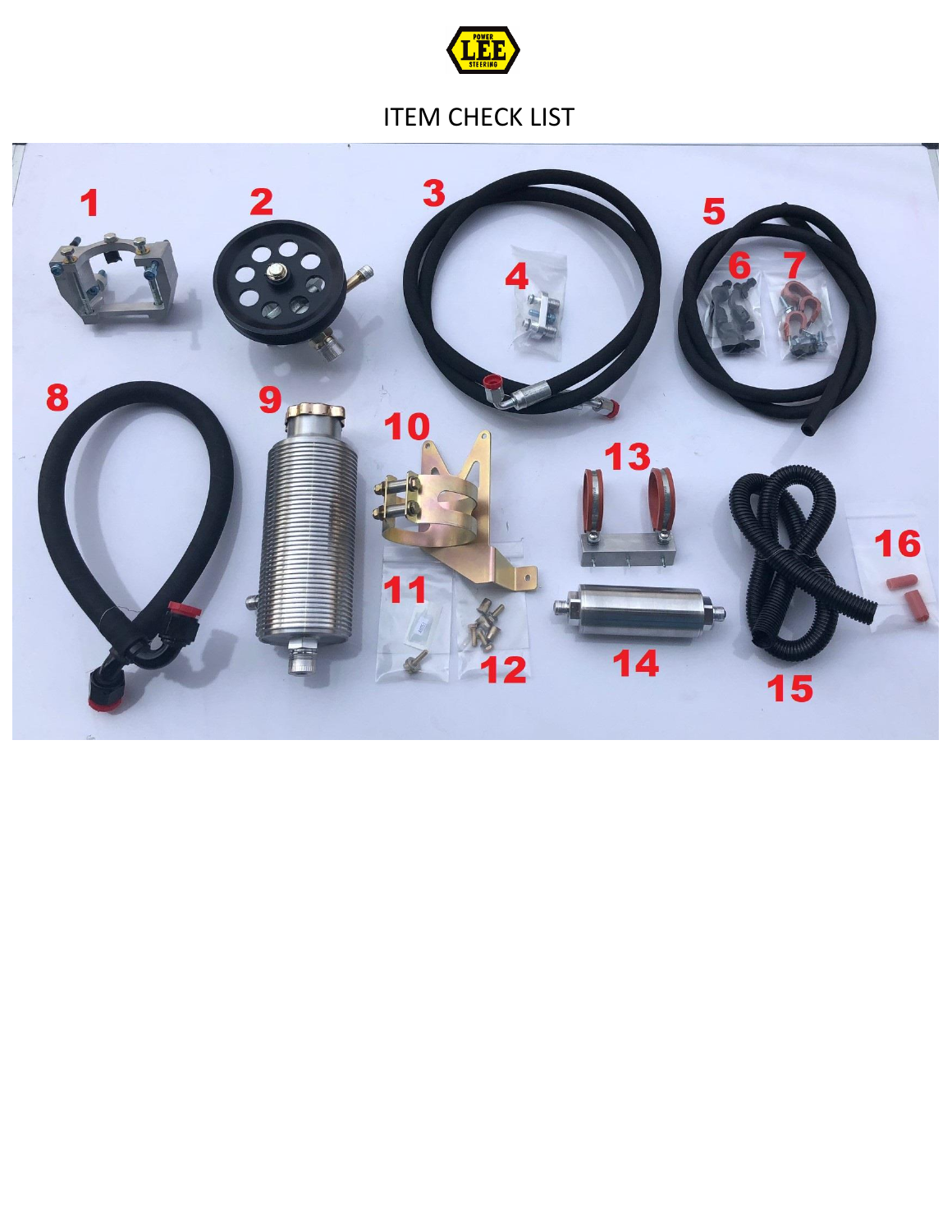# ITEM CHECK LIST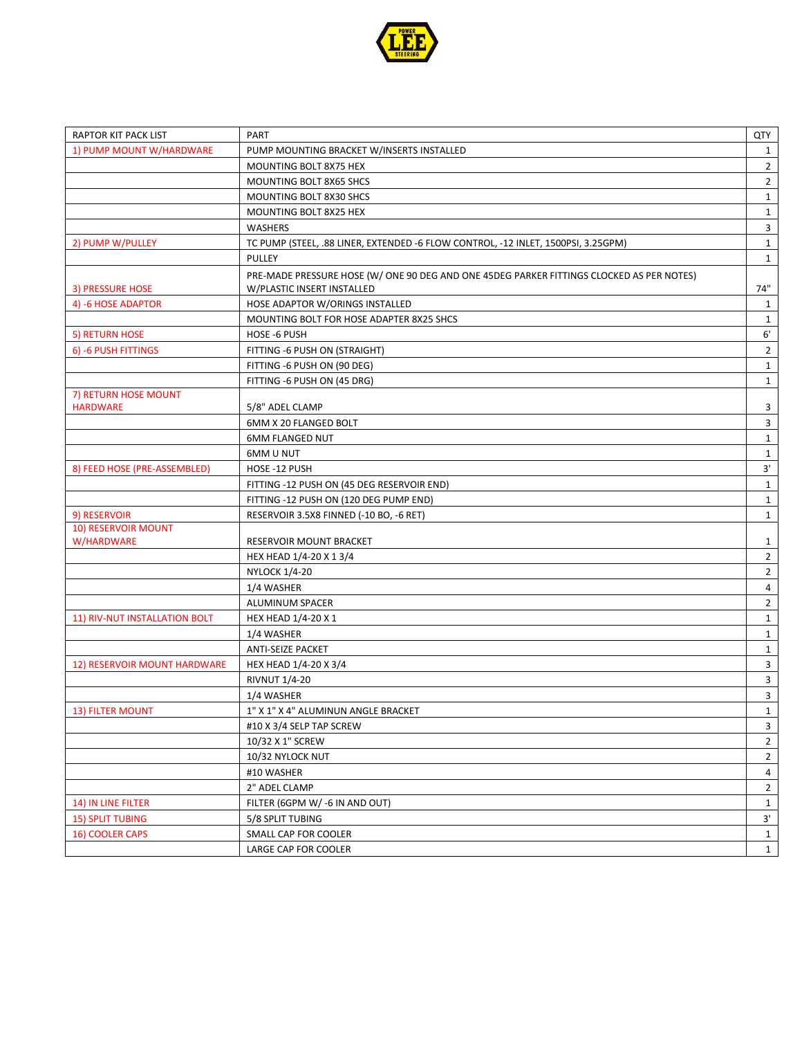| RAPTOR KIT PACK LIST | PART | QTY |
|---|---|---|
| 1) PUMP MOUNT W/HARDWARE | PUMP MOUNTING BRACKET W/INSERTS INSTALLED | 1 |
| | MOUNTING BOLT 8X75 HEX | 2 |
| | MOUNTING BOLT 8X65 SHCS | 2 |
| | MOUNTING BOLT 8X30 SHCS | 1 |
| | MOUNTING BOLT 8X25 HEX | 1 |
| | WASHERS | 3 |
| 2) PUMP W/PULLEY | TC PUMP (STEEL, .88 LINER, EXTENDED -6 FLOW CONTROL, -12 INLET, 1500PSI, 3.25GPM) | 1 |
| | PULLEY | 1 |
| 3) PRESSURE HOSE | PRE-MADE PRESSURE HOSE (W/ ONE 90 DEG AND ONE 45DEG PARKER FITTINGS CLOCKED AS PER NOTES) W/PLASTIC INSERT INSTALLED | 74" |
| 4) -6 HOSE ADAPTOR | HOSE ADAPTOR W/ORINGS INSTALLED | 1 |
| | MOUNTING BOLT FOR HOSE ADAPTER 8X25 SHCS | 1 |
| 5) RETURN HOSE | HOSE -6 PUSH | 6' |
| 6) -6 PUSH FITTINGS | FITTING -6 PUSH ON (STRAIGHT) | 2 |
| | FITTING -6 PUSH ON (90 DEG) | 1 |
| | FITTING -6 PUSH ON (45 DRG) | 1 |
| 7) RETURN HOSE MOUNT HARDWARE | 5/8" ADEL CLAMP | 3 |
| | 6MM X 20 FLANGED BOLT | 3 |
| | 6MM FLANGED NUT | 1 |
| | 6MM U NUT | 1 |
| 8) FEED HOSE (PRE-ASSEMBLED) | HOSE -12 PUSH | 3' |
| | FITTING -12 PUSH ON (45 DEG RESERVOIR END) | 1 |
| | FITTING -12 PUSH ON (120 DEG PUMP END) | 1 |
| 9) RESERVOIR | RESERVOIR 3.5X8 FINNED (-10 BO, -6 RET) | 1 |
| 10) RESERVOIR MOUNT W/HARDWARE | RESERVOIR MOUNT BRACKET | 1 |
| | HEX HEAD 1/4-20 X 1 3/4 | 2 |
| | NYLOCK 1/4-20 | 2 |
| | 1/4 WASHER | 4 |
| | ALUMINUM SPACER | 2 |
| 11) RIV-NUT INSTALLATION BOLT | HEX HEAD 1/4-20 X 1 | 1 |
| | 1/4 WASHER | 1 |
| | ANTI-SEIZE PACKET | 1 |
| 12) RESERVOIR MOUNT HARDWARE | HEX HEAD 1/4-20 X 3/4 | 3 |
| | RIVNUT 1/4-20 | 3 |
| | 1/4 WASHER | 3 |
| 13) FILTER MOUNT | 1" X 1" X 4" ALUMINUN ANGLE BRACKET | 1 |
| | #10 X 3/4 SELP TAP SCREW | 3 |
| | 10/32 X 1" SCREW | 2 |
| | 10/32 NYLOCK NUT | 2 |
| | #10 WASHER | 4 |
| | 2" ADEL CLAMP | 2 |
| 14) IN LINE FILTER | FILTER (6GPM W/ -6 IN AND OUT) | 1 |
| 15) SPLIT TUBING | 5/8 SPLIT TUBING | 3' |
| 16) COOLER CAPS | SMALL CAP FOR COOLER | 1 |
| | LARGE CAP FOR COOLER | 1 |